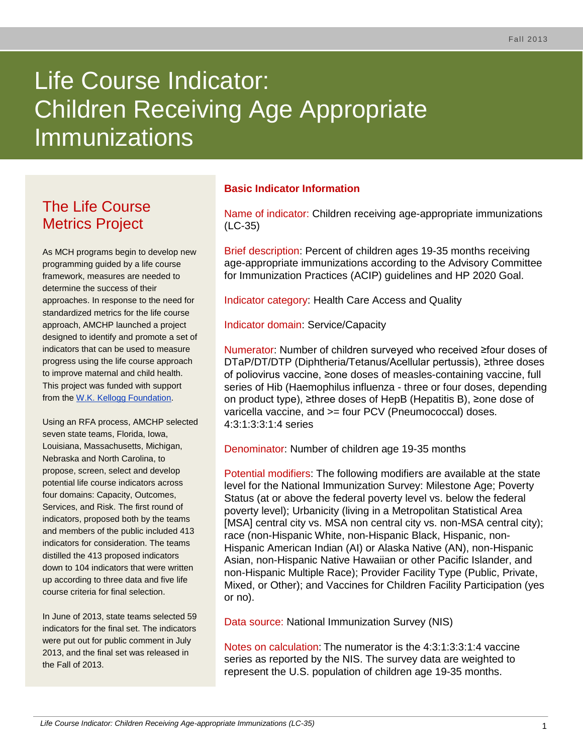Fall 2013

# Life Course Indicator: Children Receiving Age Appropriate Immunizations

## The Life Course Metrics Project

As MCH programs begin to develop new programming guided by a life course framework, measures are needed to determine the success of their approaches. In response to the need for standardized metrics for the life course approach, AMCHP launched a project designed to identify and promote a set of indicators that can be used to measure progress using the life course approach to improve maternal and child health. This project was funded with support from the W.K. Kellogg Foundation.

Using an RFA process, AMCHP selected seven state teams, Florida, Iowa, Louisiana, Massachusetts, Michigan, Nebraska and North Carolina, to propose, screen, select and develop potential life course indicators across four domains: Capacity, Outcomes, Services, and Risk. The first round of indicators, proposed both by the teams and members of the public included 413 indicators for consideration. The teams distilled the 413 proposed indicators down to 104 indicators that were written up according to three data and five life course criteria for final selection.

In June of 2013, state teams selected 59 indicators for the final set. The indicators were put out for public comment in July 2013, and the final set was released in the Fall of 2013.

### Basic Indicator Information

Name of indicator: Children receiving age-appropriate immunizations (LC-35)

Brief description: Percent of children ages 19-35 months receiving age-appropriate immunizations according to the Advisory Committee for Immunization Practices (ACIP) guidelines and HP 2020 Goal.

Indicator category: Health Care Access and Quality

Indicator domain: Service/Capacity

Numerator: Number of children surveyed who received ≥four doses of DTaP/DT/DTP (Diphtheria/Tetanus/Acellular pertussis), ≥three doses of poliovirus vaccine, ≥one doses of measles-containing vaccine, full series of Hib (Haemophilus influenza - three or four doses, depending on product type), ≥three doses of HepB (Hepatitis B), ≥one dose of varicella vaccine, and >= four PCV (Pneumococcal) doses. 4:3:1:3:3:1:4 series

Denominator: Number of children age 19-35 months

Potential modifiers: The following modifiers are available at the state level for the National Immunization Survey: Milestone Age; Poverty Status (at or above the federal poverty level vs. below the federal poverty level); Urbanicity (living in a Metropolitan Statistical Area [MSA] central city vs. MSA non central city vs. non-MSA central city); race (non-Hispanic White, non-Hispanic Black, Hispanic, non-Hispanic American Indian (AI) or Alaska Native (AN), non-Hispanic Asian, non-Hispanic Native Hawaiian or other Pacific Islander, and non-Hispanic Multiple Race); Provider Facility Type (Public, Private, Mixed, or Other); and Vaccines for Children Facility Participation (yes or no).

Data source: National Immunization Survey (NIS)

Notes on calculation: The numerator is the 4:3:1:3:3:1:4 vaccine series as reported by the NIS. The survey data are weighted to represent the U.S. population of children age 19-35 months.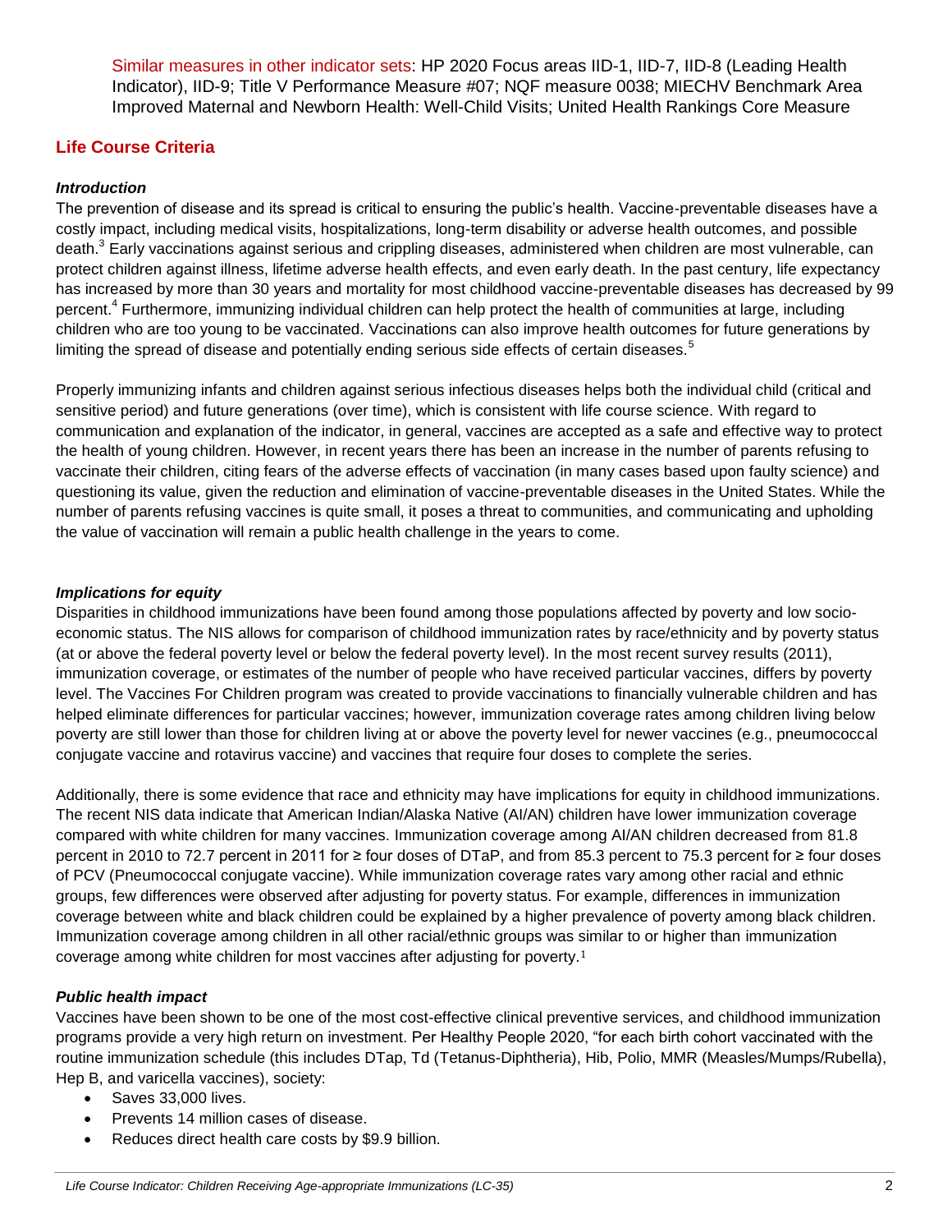Similar measures in other indicator sets: HP 2020 Focus areas IID-1, IID-7, IID-8 (Leading Health Indicator), IID-9; Title V Performance Measure #07; NQF measure 0038; MIECHV Benchmark Area Improved Maternal and Newborn Health: Well-Child Visits; United Health Rankings Core Measure

## Life Course Criteria

### *Introduction*

The prevention of disease and its spread is critical to ensuring the public's health. Vaccine-preventable diseases have a costly impact, including medical visits, hospitalizations, long-term disability or adverse health outcomes, and possible death.[3] Early vaccinations against serious and crippling diseases, administered when children are most vulnerable, can protect children against illness, lifetime adverse health effects, and even early death. In the past century, life expectancy has increased by more than 30 years and mortality for most childhood vaccine-preventable diseases has decreased by 99 percent.[4] Furthermore, immunizing individual children can help protect the health of communities at large, including children who are too young to be vaccinated. Vaccinations can also improve health outcomes for future generations by limiting the spread of disease and potentially ending serious side effects of certain diseases.[5]

Properly immunizing infants and children against serious infectious diseases helps both the individual child (critical and sensitive period) and future generations (over time), which is consistent with life course science. With regard to communication and explanation of the indicator, in general, vaccines are accepted as a safe and effective way to protect the health of young children. However, in recent years there has been an increase in the number of parents refusing to vaccinate their children, citing fears of the adverse effects of vaccination (in many cases based upon faulty science) and questioning its value, given the reduction and elimination of vaccine-preventable diseases in the United States. While the number of parents refusing vaccines is quite small, it poses a threat to communities, and communicating and upholding the value of vaccination will remain a public health challenge in the years to come.

### *Implications for equity*

Disparities in childhood immunizations have been found among those populations affected by poverty and low socio-economic status. The NIS allows for comparison of childhood immunization rates by race/ethnicity and by poverty status (at or above the federal poverty level or below the federal poverty level). In the most recent survey results (2011), immunization coverage, or estimates of the number of people who have received particular vaccines, differs by poverty level. The Vaccines For Children program was created to provide vaccinations to financially vulnerable children and has helped eliminate differences for particular vaccines; however, immunization coverage rates among children living below poverty are still lower than those for children living at or above the poverty level for newer vaccines (e.g., pneumococcal conjugate vaccine and rotavirus vaccine) and vaccines that require four doses to complete the series.

Additionally, there is some evidence that race and ethnicity may have implications for equity in childhood immunizations. The recent NIS data indicate that American Indian/Alaska Native (AI/AN) children have lower immunization coverage compared with white children for many vaccines. Immunization coverage among AI/AN children decreased from 81.8 percent in 2010 to 72.7 percent in 2011 for ≥ four doses of DTaP, and from 85.3 percent to 75.3 percent for ≥ four doses of PCV (Pneumococcal conjugate vaccine). While immunization coverage rates vary among other racial and ethnic groups, few differences were observed after adjusting for poverty status. For example, differences in immunization coverage between white and black children could be explained by a higher prevalence of poverty among black children. Immunization coverage among children in all other racial/ethnic groups was similar to or higher than immunization coverage among white children for most vaccines after adjusting for poverty.[1]

### *Public health impact*

Vaccines have been shown to be one of the most cost-effective clinical preventive services, and childhood immunization programs provide a very high return on investment. Per Healthy People 2020, "for each birth cohort vaccinated with the routine immunization schedule (this includes DTap, Td (Tetanus-Diphtheria), Hib, Polio, MMR (Measles/Mumps/Rubella), Hep B, and varicella vaccines), society:

- Saves 33,000 lives.
- Prevents 14 million cases of disease.
- Reduces direct health care costs by $9.9 billion.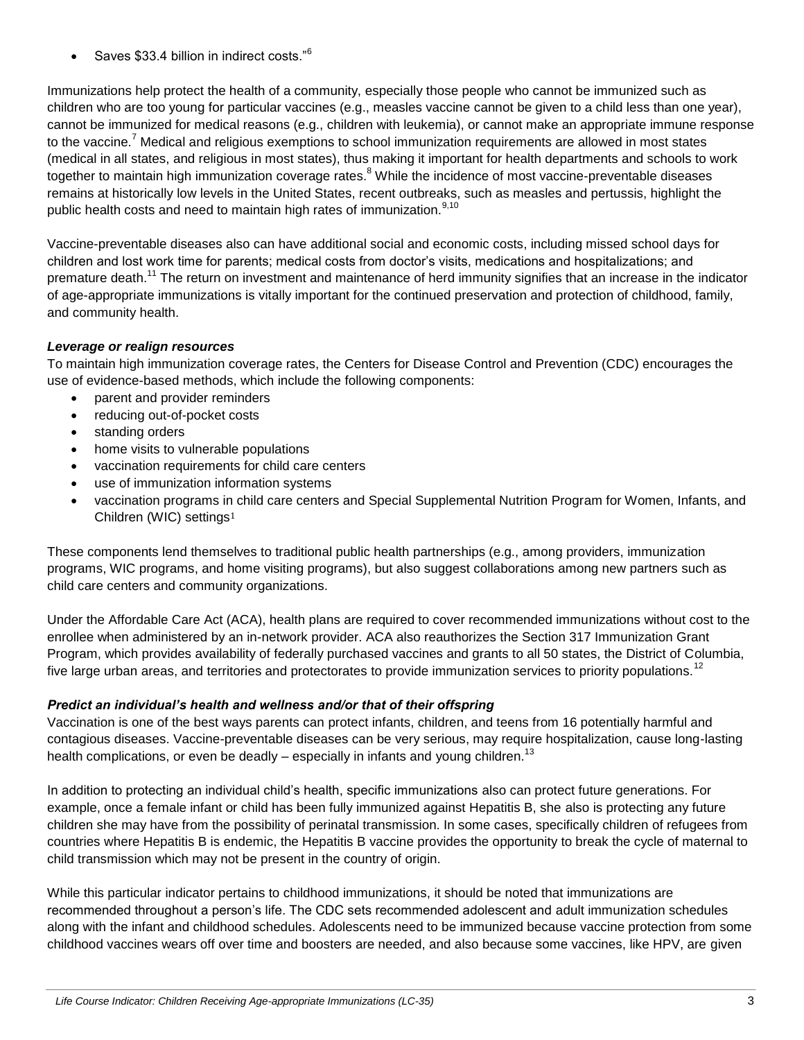- Saves $33.4 billion in indirect costs."[6]

Immunizations help protect the health of a community, especially those people who cannot be immunized such as children who are too young for particular vaccines (e.g., measles vaccine cannot be given to a child less than one year), cannot be immunized for medical reasons (e.g., children with leukemia), or cannot make an appropriate immune response to the vaccine.[7] Medical and religious exemptions to school immunization requirements are allowed in most states (medical in all states, and religious in most states), thus making it important for health departments and schools to work together to maintain high immunization coverage rates.[8] While the incidence of most vaccine-preventable diseases remains at historically low levels in the United States, recent outbreaks, such as measles and pertussis, highlight the public health costs and need to maintain high rates of immunization.[9,10]

Vaccine-preventable diseases also can have additional social and economic costs, including missed school days for children and lost work time for parents; medical costs from doctor's visits, medications and hospitalizations; and premature death.[11] The return on investment and maintenance of herd immunity signifies that an increase in the indicator of age-appropriate immunizations is vitally important for the continued preservation and protection of childhood, family, and community health.

***Leverage or realign resources***

To maintain high immunization coverage rates, the Centers for Disease Control and Prevention (CDC) encourages the use of evidence-based methods, which include the following components:

- parent and provider reminders
- reducing out-of-pocket costs
- standing orders
- home visits to vulnerable populations
- vaccination requirements for child care centers
- use of immunization information systems
- vaccination programs in child care centers and Special Supplemental Nutrition Program for Women, Infants, and Children (WIC) settings[1]

These components lend themselves to traditional public health partnerships (e.g., among providers, immunization programs, WIC programs, and home visiting programs), but also suggest collaborations among new partners such as child care centers and community organizations.

Under the Affordable Care Act (ACA), health plans are required to cover recommended immunizations without cost to the enrollee when administered by an in-network provider. ACA also reauthorizes the Section 317 Immunization Grant Program, which provides availability of federally purchased vaccines and grants to all 50 states, the District of Columbia, five large urban areas, and territories and protectorates to provide immunization services to priority populations.[12]

***Predict an individual's health and wellness and/or that of their offspring***

Vaccination is one of the best ways parents can protect infants, children, and teens from 16 potentially harmful and contagious diseases. Vaccine-preventable diseases can be very serious, may require hospitalization, cause long-lasting health complications, or even be deadly – especially in infants and young children.[13]

In addition to protecting an individual child's health, specific immunizations also can protect future generations. For example, once a female infant or child has been fully immunized against Hepatitis B, she also is protecting any future children she may have from the possibility of perinatal transmission. In some cases, specifically children of refugees from countries where Hepatitis B is endemic, the Hepatitis B vaccine provides the opportunity to break the cycle of maternal to child transmission which may not be present in the country of origin.

While this particular indicator pertains to childhood immunizations, it should be noted that immunizations are recommended throughout a person's life. The CDC sets recommended adolescent and adult immunization schedules along with the infant and childhood schedules. Adolescents need to be immunized because vaccine protection from some childhood vaccines wears off over time and boosters are needed, and also because some vaccines, like HPV, are given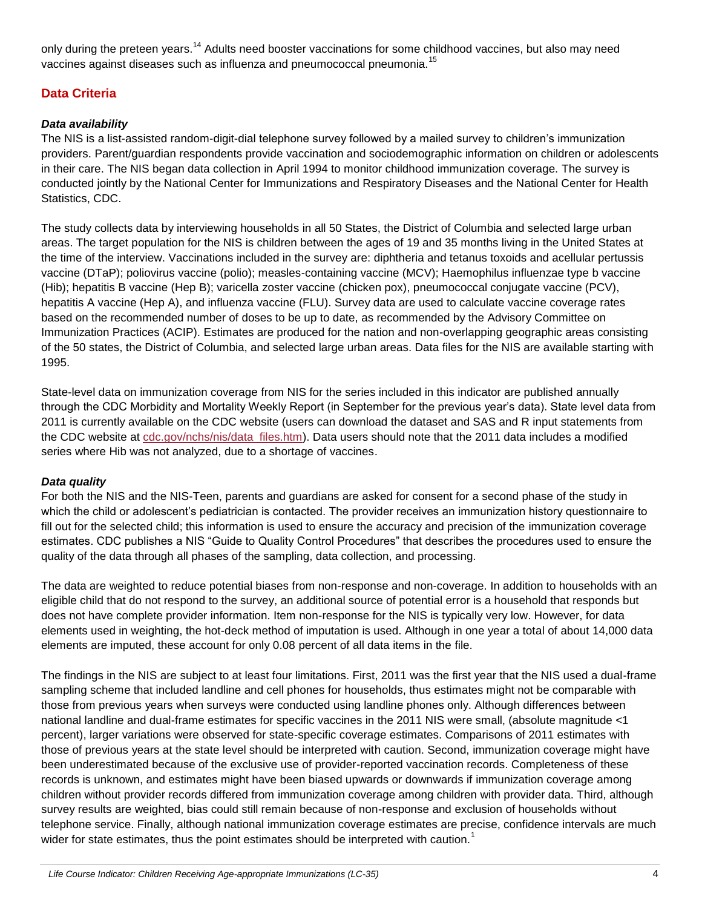only during the preteen years.[14] Adults need booster vaccinations for some childhood vaccines, but also may need vaccines against diseases such as influenza and pneumococcal pneumonia.[15]

## Data Criteria

### *Data availability*

The NIS is a list-assisted random-digit-dial telephone survey followed by a mailed survey to children's immunization providers. Parent/guardian respondents provide vaccination and sociodemographic information on children or adolescents in their care. The NIS began data collection in April 1994 to monitor childhood immunization coverage. The survey is conducted jointly by the National Center for Immunizations and Respiratory Diseases and the National Center for Health Statistics, CDC.

The study collects data by interviewing households in all 50 States, the District of Columbia and selected large urban areas. The target population for the NIS is children between the ages of 19 and 35 months living in the United States at the time of the interview. Vaccinations included in the survey are: diphtheria and tetanus toxoids and acellular pertussis vaccine (DTaP); poliovirus vaccine (polio); measles-containing vaccine (MCV); Haemophilus influenzae type b vaccine (Hib); hepatitis B vaccine (Hep B); varicella zoster vaccine (chicken pox), pneumococcal conjugate vaccine (PCV), hepatitis A vaccine (Hep A), and influenza vaccine (FLU). Survey data are used to calculate vaccine coverage rates based on the recommended number of doses to be up to date, as recommended by the Advisory Committee on Immunization Practices (ACIP). Estimates are produced for the nation and non-overlapping geographic areas consisting of the 50 states, the District of Columbia, and selected large urban areas. Data files for the NIS are available starting with 1995.

State-level data on immunization coverage from NIS for the series included in this indicator are published annually through the CDC Morbidity and Mortality Weekly Report (in September for the previous year's data). State level data from 2011 is currently available on the CDC website (users can download the dataset and SAS and R input statements from the CDC website at [cdc.gov/nchs/nis/data_files.htm](cdc.gov/nchs/nis/data_files.htm)). Data users should note that the 2011 data includes a modified series where Hib was not analyzed, due to a shortage of vaccines.

### *Data quality*

For both the NIS and the NIS-Teen, parents and guardians are asked for consent for a second phase of the study in which the child or adolescent's pediatrician is contacted. The provider receives an immunization history questionnaire to fill out for the selected child; this information is used to ensure the accuracy and precision of the immunization coverage estimates. CDC publishes a NIS "Guide to Quality Control Procedures" that describes the procedures used to ensure the quality of the data through all phases of the sampling, data collection, and processing.

The data are weighted to reduce potential biases from non-response and non-coverage. In addition to households with an eligible child that do not respond to the survey, an additional source of potential error is a household that responds but does not have complete provider information. Item non-response for the NIS is typically very low. However, for data elements used in weighting, the hot-deck method of imputation is used. Although in one year a total of about 14,000 data elements are imputed, these account for only 0.08 percent of all data items in the file.

The findings in the NIS are subject to at least four limitations. First, 2011 was the first year that the NIS used a dual-frame sampling scheme that included landline and cell phones for households, thus estimates might not be comparable with those from previous years when surveys were conducted using landline phones only. Although differences between national landline and dual-frame estimates for specific vaccines in the 2011 NIS were small, (absolute magnitude <1 percent), larger variations were observed for state-specific coverage estimates. Comparisons of 2011 estimates with those of previous years at the state level should be interpreted with caution. Second, immunization coverage might have been underestimated because of the exclusive use of provider-reported vaccination records. Completeness of these records is unknown, and estimates might have been biased upwards or downwards if immunization coverage among children without provider records differed from immunization coverage among children with provider data. Third, although survey results are weighted, bias could still remain because of non-response and exclusion of households without telephone service. Finally, although national immunization coverage estimates are precise, confidence intervals are much wider for state estimates, thus the point estimates should be interpreted with caution.[1]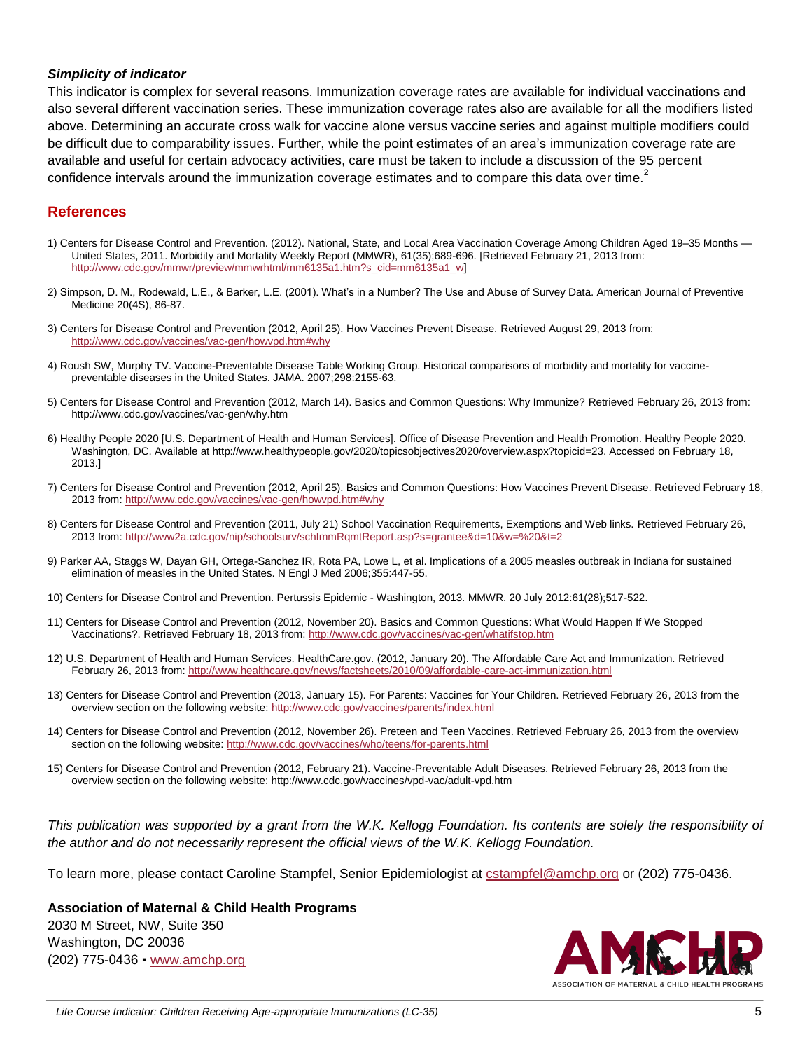### *Simplicity of indicator*

This indicator is complex for several reasons. Immunization coverage rates are available for individual vaccinations and also several different vaccination series. These immunization coverage rates also are available for all the modifiers listed above. Determining an accurate cross walk for vaccine alone versus vaccine series and against multiple modifiers could be difficult due to comparability issues. Further, while the point estimates of an area's immunization coverage rate are available and useful for certain advocacy activities, care must be taken to include a discussion of the 95 percent confidence intervals around the immunization coverage estimates and to compare this data over time.[2]

## References

1) Centers for Disease Control and Prevention. (2012). National, State, and Local Area Vaccination Coverage Among Children Aged 19–35 Months — United States, 2011. Morbidity and Mortality Weekly Report (MMWR), 61(35);689-696. [Retrieved February 21, 2013 from: http://www.cdc.gov/mmwr/preview/mmwrhtml/mm6135a1.htm?s_cid=mm6135a1_w]

2) Simpson, D. M., Rodewald, L.E., & Barker, L.E. (2001). What's in a Number? The Use and Abuse of Survey Data. American Journal of Preventive Medicine 20(4S), 86-87.

3) Centers for Disease Control and Prevention (2012, April 25). How Vaccines Prevent Disease. Retrieved August 29, 2013 from: http://www.cdc.gov/vaccines/vac-gen/howvpd.htm#why

4) Roush SW, Murphy TV. Vaccine-Preventable Disease Table Working Group. Historical comparisons of morbidity and mortality for vaccine-preventable diseases in the United States. JAMA. 2007;298:2155-63.

5) Centers for Disease Control and Prevention (2012, March 14). Basics and Common Questions: Why Immunize? Retrieved February 26, 2013 from: http://www.cdc.gov/vaccines/vac-gen/why.htm

6) Healthy People 2020 [U.S. Department of Health and Human Services]. Office of Disease Prevention and Health Promotion. Healthy People 2020. Washington, DC. Available at http://www.healthypeople.gov/2020/topicsobjectives2020/overview.aspx?topicid=23. Accessed on February 18, 2013.]

7) Centers for Disease Control and Prevention (2012, April 25). Basics and Common Questions: How Vaccines Prevent Disease. Retrieved February 18, 2013 from: http://www.cdc.gov/vaccines/vac-gen/howvpd.htm#why

8) Centers for Disease Control and Prevention (2011, July 21) School Vaccination Requirements, Exemptions and Web links. Retrieved February 26, 2013 from: http://www2a.cdc.gov/nip/schoolsurv/schImmRqmtReport.asp?s=grantee&d=10&w=%20&t=2

9) Parker AA, Staggs W, Dayan GH, Ortega-Sanchez IR, Rota PA, Lowe L, et al. Implications of a 2005 measles outbreak in Indiana for sustained elimination of measles in the United States. N Engl J Med 2006;355:447-55.

10) Centers for Disease Control and Prevention. Pertussis Epidemic - Washington, 2013. MMWR. 20 July 2012:61(28);517-522.

11) Centers for Disease Control and Prevention (2012, November 20). Basics and Common Questions: What Would Happen If We Stopped Vaccinations?. Retrieved February 18, 2013 from: http://www.cdc.gov/vaccines/vac-gen/whatifstop.htm

12) U.S. Department of Health and Human Services. HealthCare.gov. (2012, January 20). The Affordable Care Act and Immunization. Retrieved February 26, 2013 from: http://www.healthcare.gov/news/factsheets/2010/09/affordable-care-act-immunization.html

13) Centers for Disease Control and Prevention (2013, January 15). For Parents: Vaccines for Your Children. Retrieved February 26, 2013 from the overview section on the following website: http://www.cdc.gov/vaccines/parents/index.html

14) Centers for Disease Control and Prevention (2012, November 26). Preteen and Teen Vaccines. Retrieved February 26, 2013 from the overview section on the following website: http://www.cdc.gov/vaccines/who/teens/for-parents.html

15) Centers for Disease Control and Prevention (2012, February 21). Vaccine-Preventable Adult Diseases. Retrieved February 26, 2013 from the overview section on the following website: http://www.cdc.gov/vaccines/vpd-vac/adult-vpd.htm

*This publication was supported by a grant from the W.K. Kellogg Foundation. Its contents are solely the responsibility of the author and do not necessarily represent the official views of the W.K. Kellogg Foundation.*

To learn more, please contact Caroline Stampfel, Senior Epidemiologist at cstampfel@amchp.org or (202) 775-0436.

**Association of Maternal & Child Health Programs**
2030 M Street, NW, Suite 350
Washington, DC 20036
(202) 775-0436 ▪ www.amchp.org

AMCHP
ASSOCIATION OF MATERNAL & CHILD HEALTH PROGRAMS